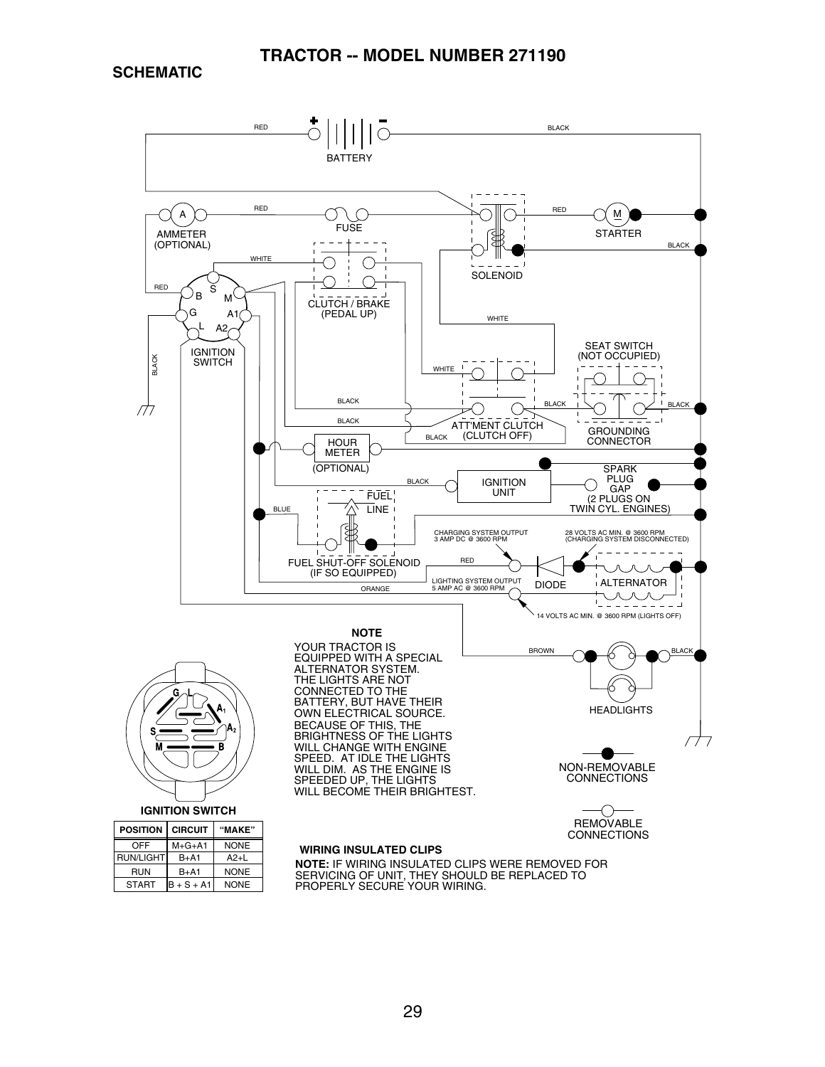# TRACTOR -- MODEL NUMBER 271190

## SCHEMATIC

BATTERY

AMMETER (OPTIONAL)

FUSE

SOLENOID

STARTER

IGNITION SWITCH

CLUTCH / BRAKE (PEDAL UP)

SEAT SWITCH (NOT OCCUPIED)

ATT'MENT CLUTCH (CLUTCH OFF)

GROUNDING CONNECTOR

HOUR METER (OPTIONAL)

IGNITION UNIT

SPARK PLUG GAP (2 PLUGS ON TWIN CYL. ENGINES)

FUEL LINE

FUEL SHUT-OFF SOLENOID (IF SO EQUIPPED)

CHARGING SYSTEM OUTPUT 3 AMP DC @ 3600 RPM

28 VOLTS AC MIN. @ 3600 RPM (CHARGING SYSTEM DISCONNECTED)

LIGHTING SYSTEM OUTPUT 5 AMP AC @ 3600 RPM

DIODE

ALTERNATOR

14 VOLTS AC MIN. @ 3600 RPM (LIGHTS OFF)

HEADLIGHTS

**NOTE**

YOUR TRACTOR IS EQUIPPED WITH A SPECIAL ALTERNATOR SYSTEM. THE LIGHTS ARE NOT CONNECTED TO THE BATTERY, BUT HAVE THEIR OWN ELECTRICAL SOURCE. BECAUSE OF THIS, THE BRIGHTNESS OF THE LIGHTS WILL CHANGE WITH ENGINE SPEED. AT IDLE THE LIGHTS WILL DIM. AS THE ENGINE IS SPEEDED UP, THE LIGHTS WILL BECOME THEIR BRIGHTEST.

NON-REMOVABLE CONNECTIONS

REMOVABLE CONNECTIONS

**IGNITION SWITCH**

| POSITION | CIRCUIT | "MAKE" |
|---|---|---|
| OFF | M+G+A1 | NONE |
| RUN/LIGHT | B+A1 | A2+L |
| RUN | B+A1 | NONE |
| START | B + S + A1 | NONE |

**WIRING INSULATED CLIPS**

**NOTE:** IF WIRING INSULATED CLIPS WERE REMOVED FOR SERVICING OF UNIT, THEY SHOULD BE REPLACED TO PROPERLY SECURE YOUR WIRING.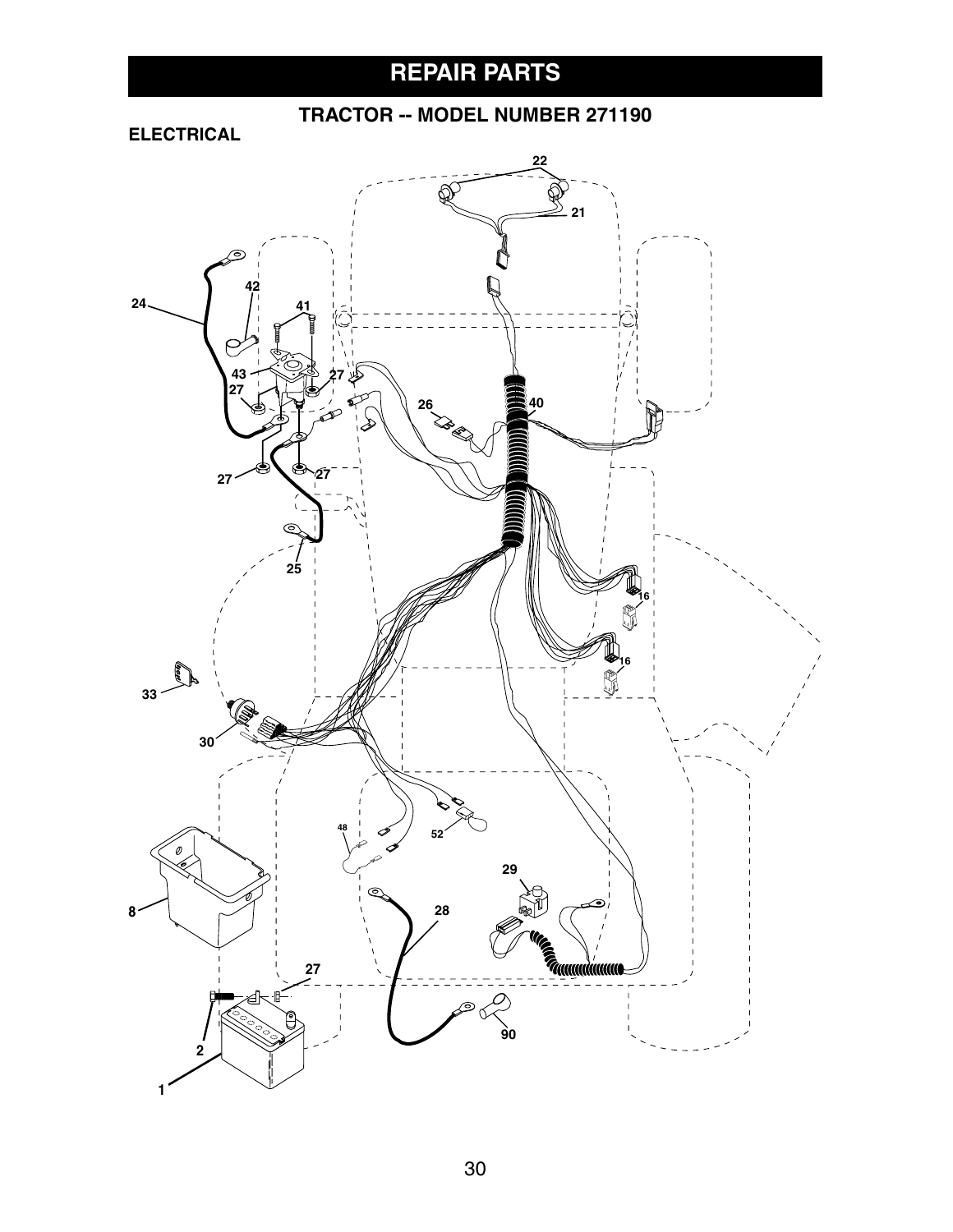# REPAIR PARTS

## TRACTOR -- MODEL NUMBER 271190

### ELECTRICAL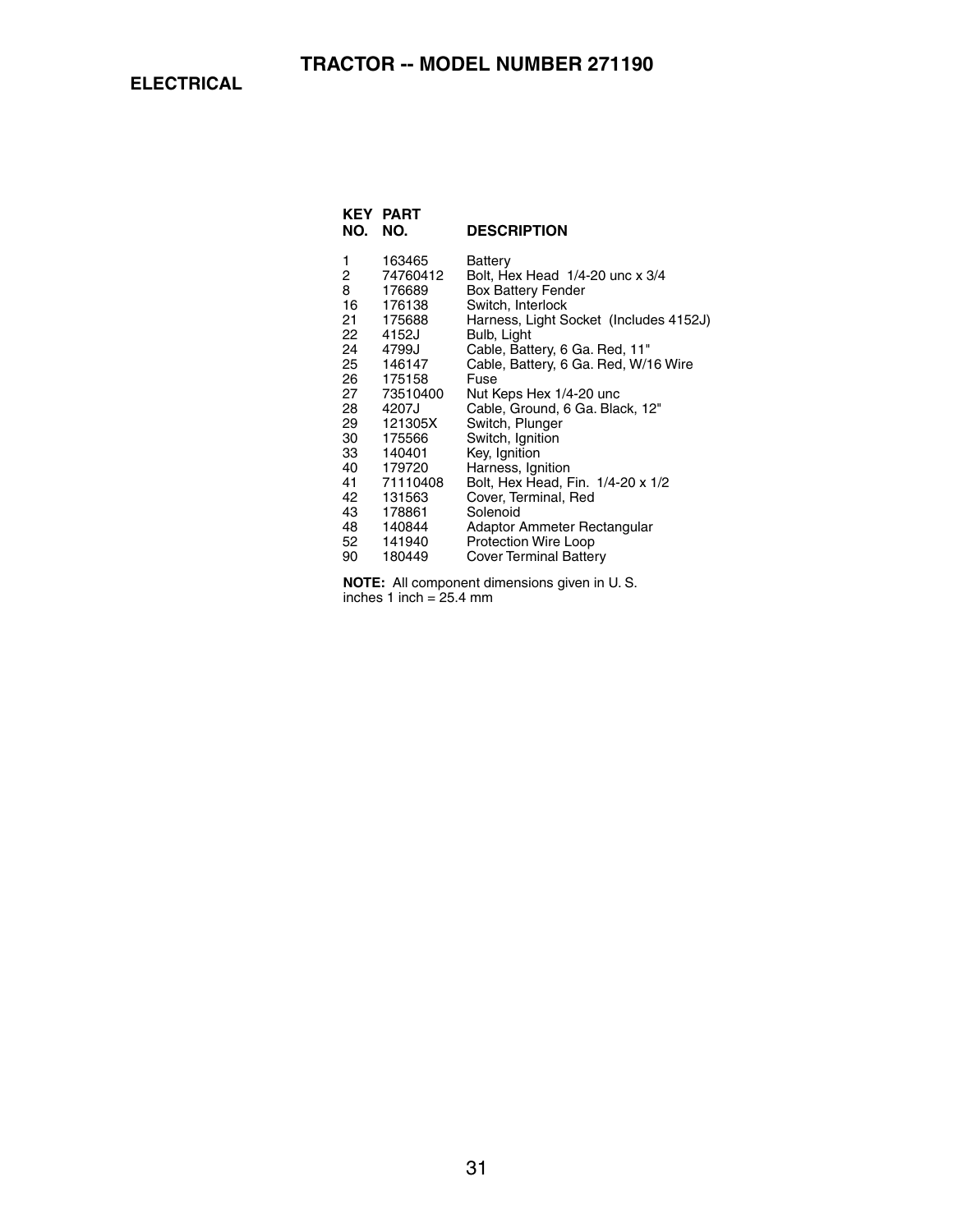# TRACTOR -- MODEL NUMBER 271190

## ELECTRICAL

| KEY NO. | PART NO. | DESCRIPTION |
|---|---|---|
| 1 | 163465 | Battery |
| 2 | 74760412 | Bolt, Hex Head 1/4-20 unc x 3/4 |
| 8 | 176689 | Box Battery Fender |
| 16 | 176138 | Switch, Interlock |
| 21 | 175688 | Harness, Light Socket (Includes 4152J) |
| 22 | 4152J | Bulb, Light |
| 24 | 4799J | Cable, Battery, 6 Ga. Red, 11" |
| 25 | 146147 | Cable, Battery, 6 Ga. Red, W/16 Wire |
| 26 | 175158 | Fuse |
| 27 | 73510400 | Nut Keps Hex 1/4-20 unc |
| 28 | 4207J | Cable, Ground, 6 Ga. Black, 12" |
| 29 | 121305X | Switch, Plunger |
| 30 | 175566 | Switch, Ignition |
| 33 | 140401 | Key, Ignition |
| 40 | 179720 | Harness, Ignition |
| 41 | 71110408 | Bolt, Hex Head, Fin. 1/4-20 x 1/2 |
| 42 | 131563 | Cover, Terminal, Red |
| 43 | 178861 | Solenoid |
| 48 | 140844 | Adaptor Ammeter Rectangular |
| 52 | 141940 | Protection Wire Loop |
| 90 | 180449 | Cover Terminal Battery |

**NOTE:** All component dimensions given in U. S. inches 1 inch = 25.4 mm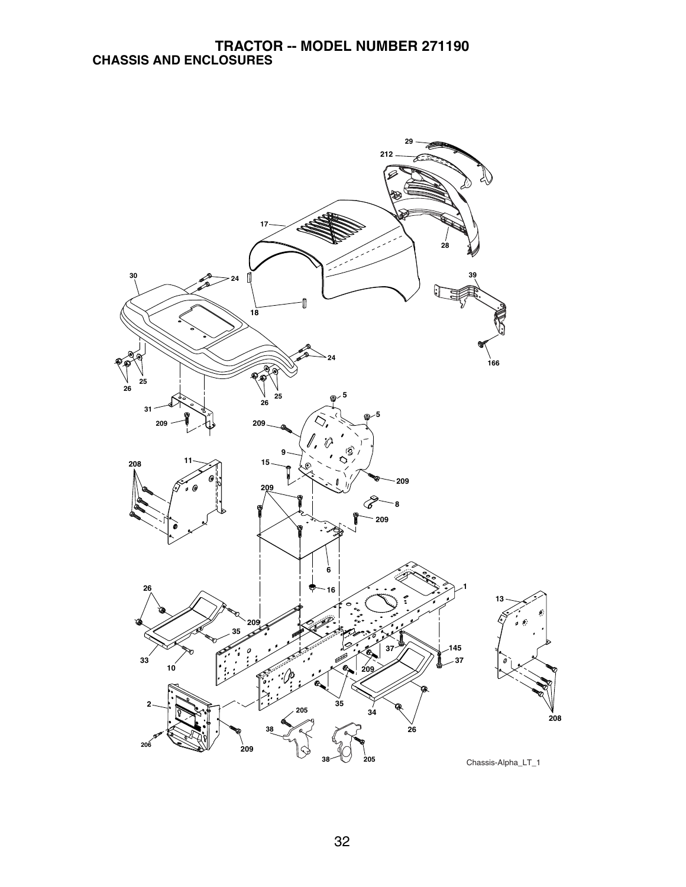# TRACTOR -- MODEL NUMBER 271190

## CHASSIS AND ENCLOSURES

Chassis-Alpha_LT_1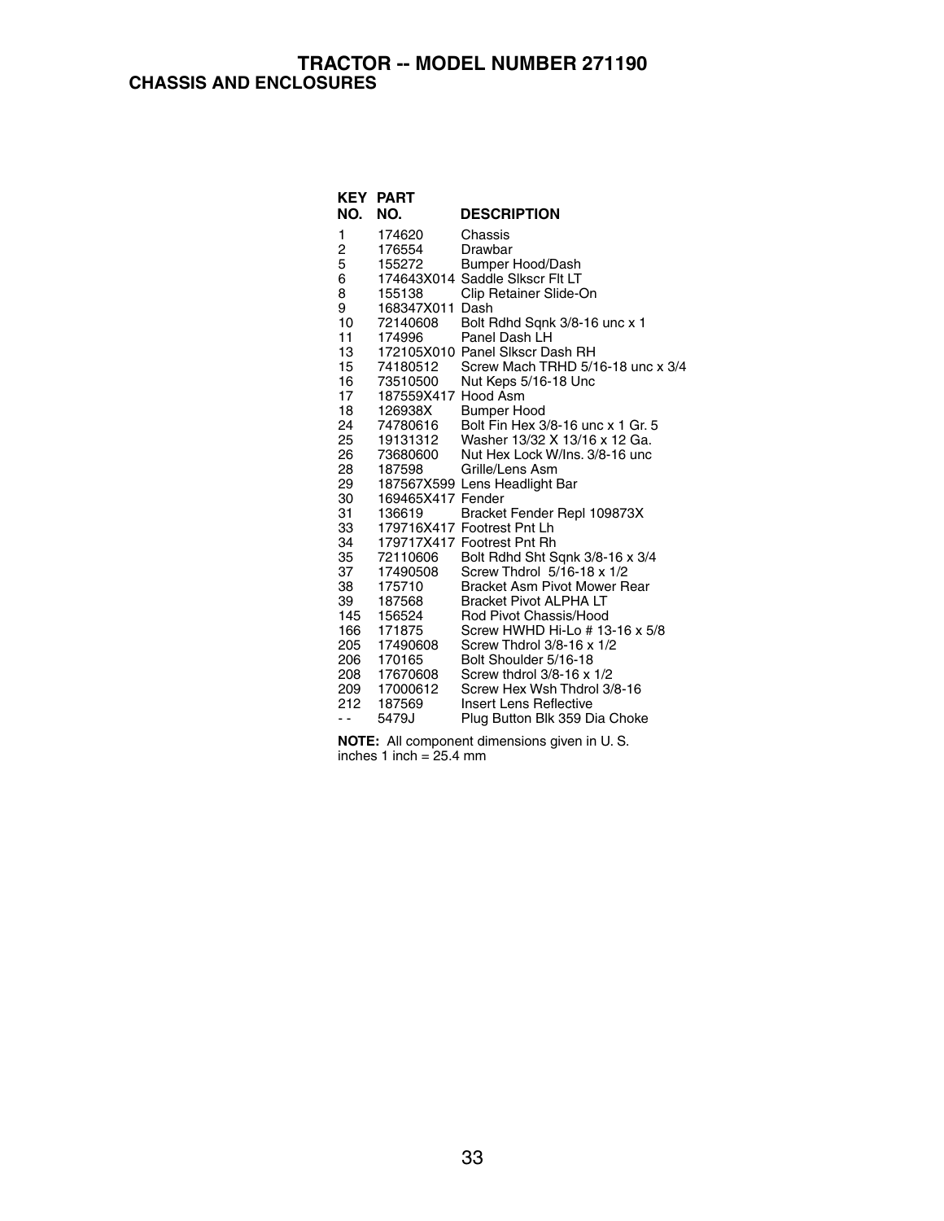# TRACTOR -- MODEL NUMBER 271190

## CHASSIS AND ENCLOSURES

| KEY NO. | PART NO. | DESCRIPTION |
|---|---|---|
| 1 | 174620 | Chassis |
| 2 | 176554 | Drawbar |
| 5 | 155272 | Bumper Hood/Dash |
| 6 | 174643X014 | Saddle Slkscr Flt LT |
| 8 | 155138 | Clip Retainer Slide-On |
| 9 | 168347X011 | Dash |
| 10 | 72140608 | Bolt Rdhd Sqnk 3/8-16 unc x 1 |
| 11 | 174996 | Panel Dash LH |
| 13 | 172105X010 | Panel Slkscr Dash RH |
| 15 | 74180512 | Screw Mach TRHD 5/16-18 unc x 3/4 |
| 16 | 73510500 | Nut Keps 5/16-18 Unc |
| 17 | 187559X417 | Hood Asm |
| 18 | 126938X | Bumper Hood |
| 24 | 74780616 | Bolt Fin Hex 3/8-16 unc x 1 Gr. 5 |
| 25 | 19131312 | Washer 13/32 X 13/16 x 12 Ga. |
| 26 | 73680600 | Nut Hex Lock W/Ins. 3/8-16 unc |
| 28 | 187598 | Grille/Lens Asm |
| 29 | 187567X599 | Lens Headlight Bar |
| 30 | 169465X417 | Fender |
| 31 | 136619 | Bracket Fender Repl 109873X |
| 33 | 179716X417 | Footrest Pnt Lh |
| 34 | 179717X417 | Footrest Pnt Rh |
| 35 | 72110606 | Bolt Rdhd Sht Sqnk 3/8-16 x 3/4 |
| 37 | 17490508 | Screw Thdrol 5/16-18 x 1/2 |
| 38 | 175710 | Bracket Asm Pivot Mower Rear |
| 39 | 187568 | Bracket Pivot ALPHA LT |
| 145 | 156524 | Rod Pivot Chassis/Hood |
| 166 | 171875 | Screw HWHD Hi-Lo # 13-16 x 5/8 |
| 205 | 17490608 | Screw Thdrol 3/8-16 x 1/2 |
| 206 | 170165 | Bolt Shoulder 5/16-18 |
| 208 | 17670608 | Screw thdrol 3/8-16 x 1/2 |
| 209 | 17000612 | Screw Hex Wsh Thdrol 3/8-16 |
| 212 | 187569 | Insert Lens Reflective |
| - - | 5479J | Plug Button Blk 359 Dia Choke |

**NOTE:** All component dimensions given in U. S. inches 1 inch = 25.4 mm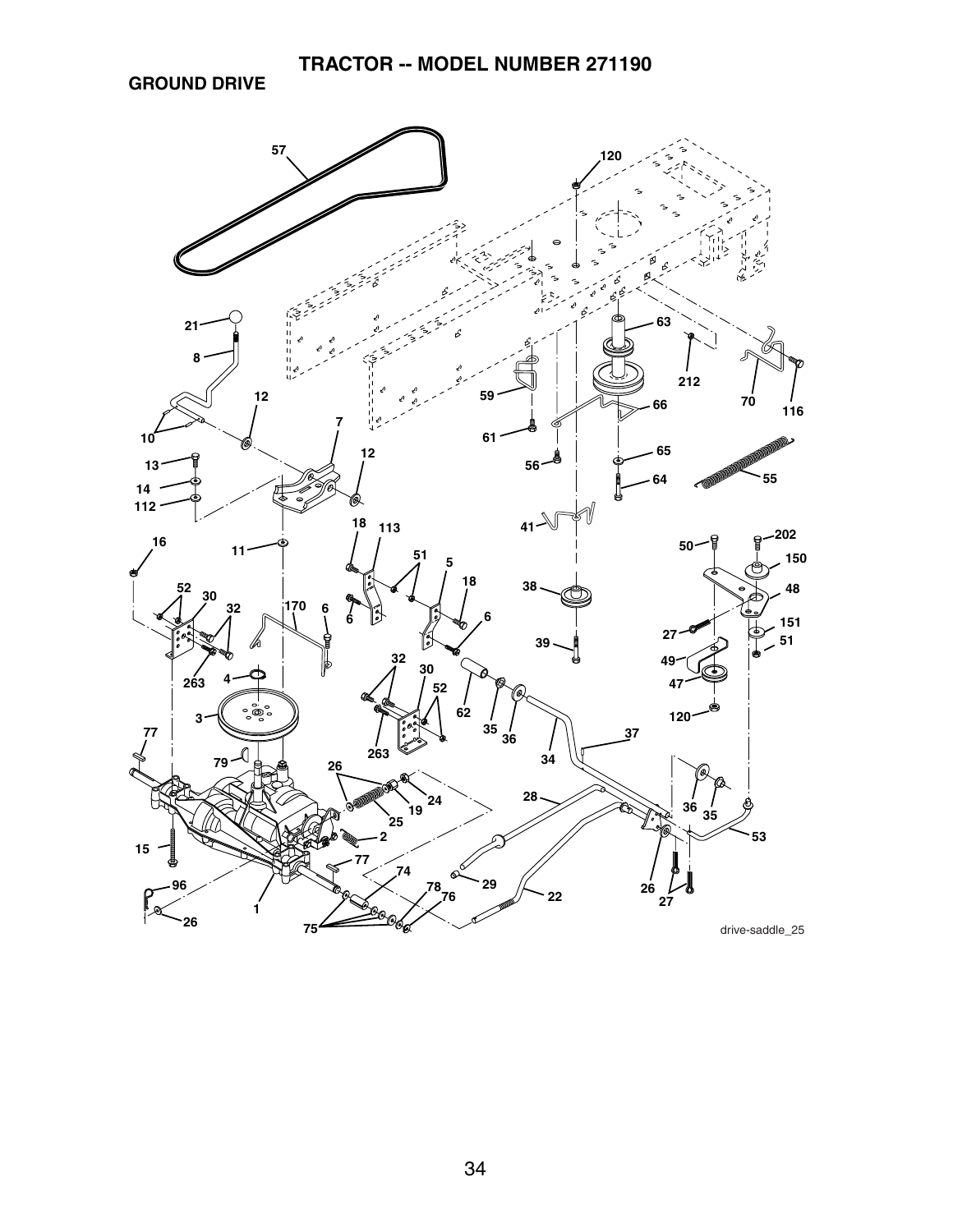# TRACTOR -- MODEL NUMBER 271190

## GROUND DRIVE

drive-saddle_25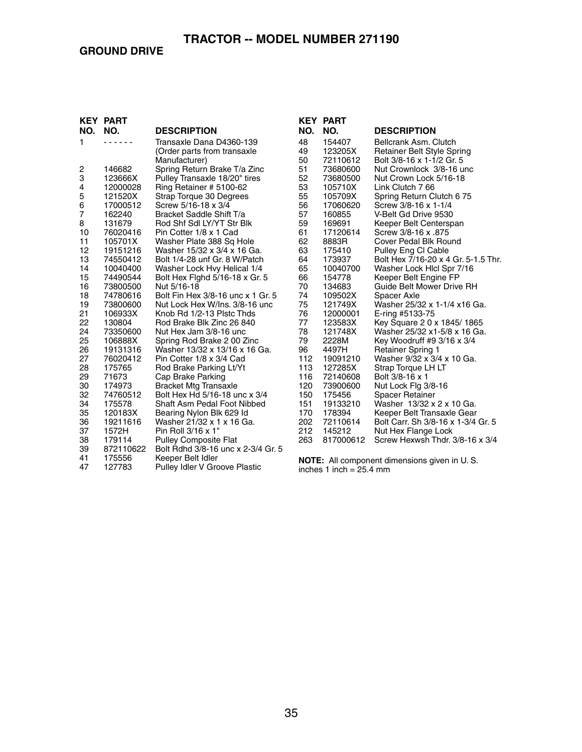# TRACTOR -- MODEL NUMBER 271190

## GROUND DRIVE

| KEY NO. | PART NO. | DESCRIPTION |
|---|---|---|
| 1 | - - - - - - | Transaxle Dana D4360-139 (Order parts from transaxle Manufacturer) |
| 2 | 146682 | Spring Return Brake T/a Zinc |
| 3 | 123666X | Pulley Transaxle 18/20" tires |
| 4 | 12000028 | Ring Retainer # 5100-62 |
| 5 | 121520X | Strap Torque 30 Degrees |
| 6 | 17000512 | Screw 5/16-18 x 3/4 |
| 7 | 162240 | Bracket Saddle Shift T/a |
| 8 | 131679 | Rod Shf Sdl LY/YT Str Blk |
| 10 | 76020416 | Pin Cotter 1/8 x 1 Cad |
| 11 | 105701X | Washer Plate 388 Sq Hole |
| 12 | 19151216 | Washer 15/32 x 3/4 x 16 Ga. |
| 13 | 74550412 | Bolt 1/4-28 unf Gr. 8 W/Patch |
| 14 | 10040400 | Washer Lock Hvy Helical 1/4 |
| 15 | 74490544 | Bolt Hex Flghd 5/16-18 x Gr. 5 |
| 16 | 73800500 | Nut 5/16-18 |
| 18 | 74780616 | Bolt Fin Hex 3/8-16 unc x 1 Gr. 5 |
| 19 | 73800600 | Nut Lock Hex W/Ins. 3/8-16 unc |
| 21 | 106933X | Knob Rd 1/2-13 Plstc Thds |
| 22 | 130804 | Rod Brake Blk Zinc 26 840 |
| 24 | 73350600 | Nut Hex Jam 3/8-16 unc |
| 25 | 106888X | Spring Rod Brake 2 00 Zinc |
| 26 | 19131316 | Washer 13/32 x 13/16 x 16 Ga. |
| 27 | 76020412 | Pin Cotter 1/8 x 3/4 Cad |
| 28 | 175765 | Rod Brake Parking Lt/Yt |
| 29 | 71673 | Cap Brake Parking |
| 30 | 174973 | Bracket Mtg Transaxle |
| 32 | 74760512 | Bolt Hex Hd 5/16-18 unc x 3/4 |
| 34 | 175578 | Shaft Asm Pedal Foot Nibbed |
| 35 | 120183X | Bearing Nylon Blk 629 Id |
| 36 | 19211616 | Washer 21/32 x 1 x 16 Ga. |
| 37 | 1572H | Pin Roll 3/16 x 1" |
| 38 | 179114 | Pulley Composite Flat |
| 39 | 872110622 | Bolt Rdhd 3/8-16 unc x 2-3/4 Gr. 5 |
| 41 | 175556 | Keeper Belt Idler |
| 47 | 127783 | Pulley Idler V Groove Plastic |
| 48 | 154407 | Bellcrank Asm. Clutch |
| 49 | 123205X | Retainer Belt Style Spring |
| 50 | 72110612 | Bolt 3/8-16 x 1-1/2 Gr. 5 |
| 51 | 73680600 | Nut Crownlock 3/8-16 unc |
| 52 | 73680500 | Nut Crown Lock 5/16-18 |
| 53 | 105710X | Link Clutch 7 66 |
| 55 | 105709X | Spring Return Clutch 6 75 |
| 56 | 17060620 | Screw 3/8-16 x 1-1/4 |
| 57 | 160855 | V-Belt Gd Drive 9530 |
| 59 | 169691 | Keeper Belt Centerspan |
| 61 | 17120614 | Screw 3/8-16 x .875 |
| 62 | 8883R | Cover Pedal Blk Round |
| 63 | 175410 | Pulley Eng Cl Cable |
| 64 | 173937 | Bolt Hex 7/16-20 x 4 Gr. 5-1.5 Thr. |
| 65 | 10040700 | Washer Lock Hlcl Spr 7/16 |
| 66 | 154778 | Keeper Belt Engine FP |
| 70 | 134683 | Guide Belt Mower Drive RH |
| 74 | 109502X | Spacer Axle |
| 75 | 121749X | Washer 25/32 x 1-1/4 x16 Ga. |
| 76 | 12000001 | E-ring #5133-75 |
| 77 | 123583X | Key Square 2 0 x 1845/ 1865 |
| 78 | 121748X | Washer 25/32 x1-5/8 x 16 Ga. |
| 79 | 2228M | Key Woodruff #9 3/16 x 3/4 |
| 96 | 4497H | Retainer Spring 1 |
| 112 | 19091210 | Washer 9/32 x 3/4 x 10 Ga. |
| 113 | 127285X | Strap Torque LH LT |
| 116 | 72140608 | Bolt 3/8-16 x 1 |
| 120 | 73900600 | Nut Lock Flg 3/8-16 |
| 150 | 175456 | Spacer Retainer |
| 151 | 19133210 | Washer 13/32 x 2 x 10 Ga. |
| 170 | 178394 | Keeper Belt Transaxle Gear |
| 202 | 72110614 | Bolt Carr. Sh 3/8-16 x 1-3/4 Gr. 5 |
| 212 | 145212 | Nut Hex Flange Lock |
| 263 | 817000612 | Screw Hexwsh Thdr. 3/8-16 x 3/4 |

**NOTE:** All component dimensions given in U. S. inches 1 inch = 25.4 mm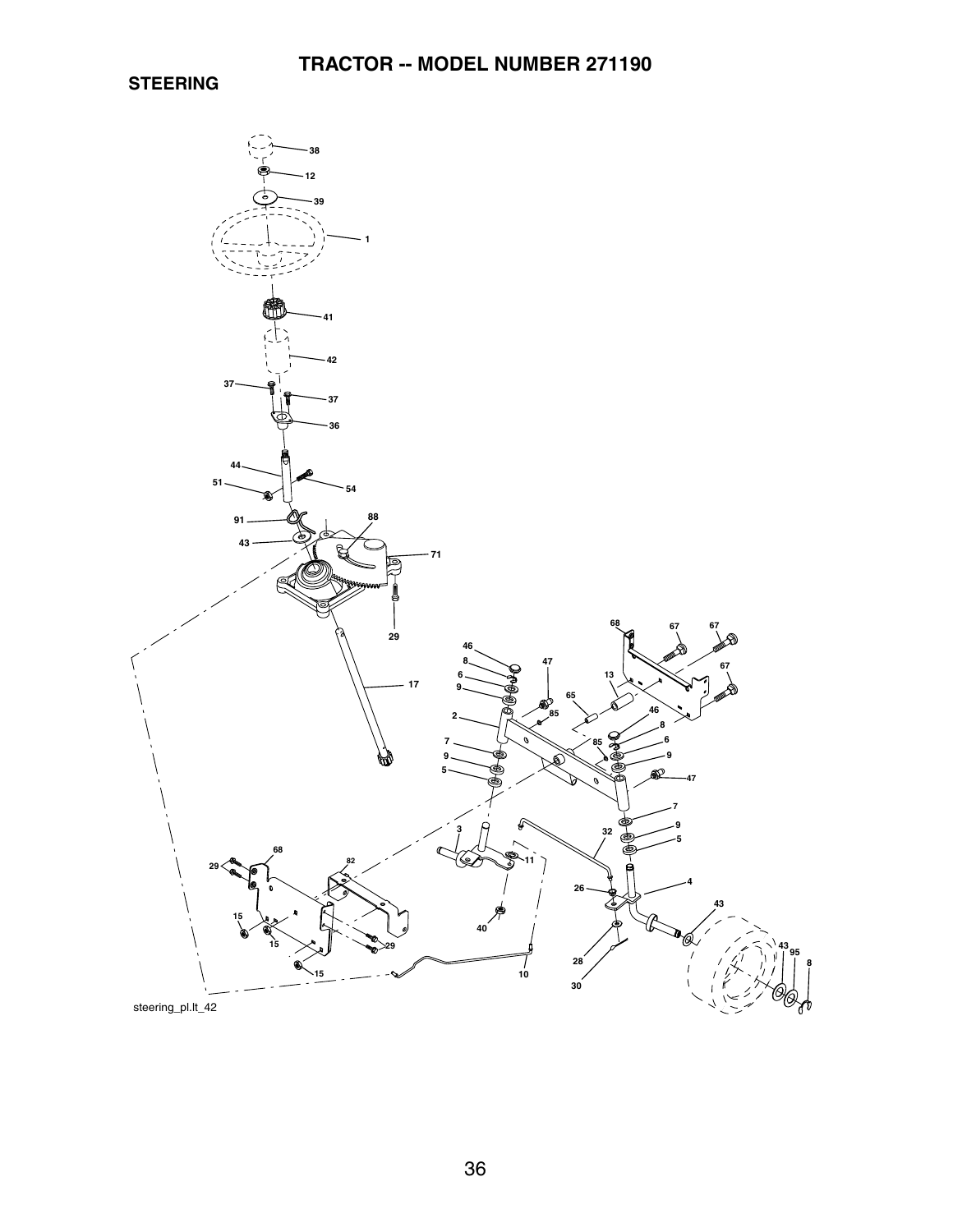# TRACTOR -- MODEL NUMBER 271190

## STEERING

steering_pl.lt_42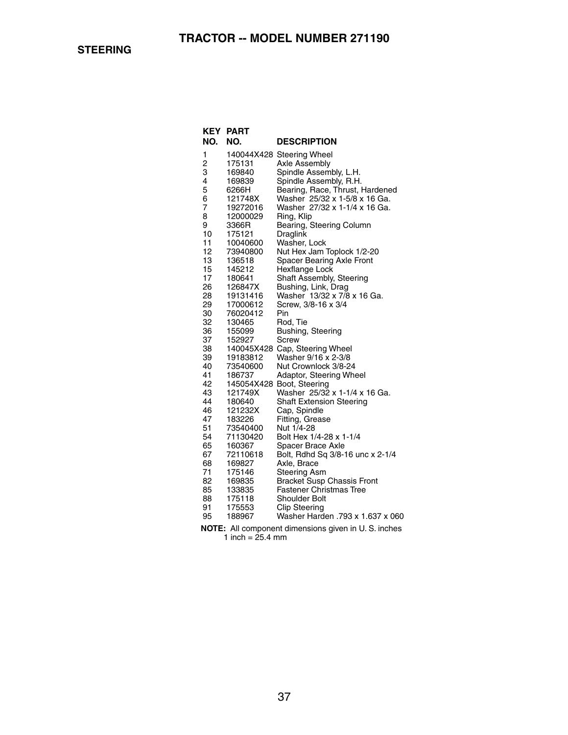# TRACTOR -- MODEL NUMBER 271190

## STEERING

| KEY NO. | PART NO. | DESCRIPTION |
|---|---|---|
| 1 | 140044X428 | Steering Wheel |
| 2 | 175131 | Axle Assembly |
| 3 | 169840 | Spindle Assembly, L.H. |
| 4 | 169839 | Spindle Assembly, R.H. |
| 5 | 6266H | Bearing, Race, Thrust, Hardened |
| 6 | 121748X | Washer 25/32 x 1-5/8 x 16 Ga. |
| 7 | 19272016 | Washer 27/32 x 1-1/4 x 16 Ga. |
| 8 | 12000029 | Ring, Klip |
| 9 | 3366R | Bearing, Steering Column |
| 10 | 175121 | Draglink |
| 11 | 10040600 | Washer, Lock |
| 12 | 73940800 | Nut Hex Jam Toplock 1/2-20 |
| 13 | 136518 | Spacer Bearing Axle Front |
| 15 | 145212 | Hexflange Lock |
| 17 | 180641 | Shaft Assembly, Steering |
| 26 | 126847X | Bushing, Link, Drag |
| 28 | 19131416 | Washer 13/32 x 7/8 x 16 Ga. |
| 29 | 17000612 | Screw, 3/8-16 x 3/4 |
| 30 | 76020412 | Pin |
| 32 | 130465 | Rod, Tie |
| 36 | 155099 | Bushing, Steering |
| 37 | 152927 | Screw |
| 38 | 140045X428 | Cap, Steering Wheel |
| 39 | 19183812 | Washer 9/16 x 2-3/8 |
| 40 | 73540600 | Nut Crownlock 3/8-24 |
| 41 | 186737 | Adaptor, Steering Wheel |
| 42 | 145054X428 | Boot, Steering |
| 43 | 121749X | Washer 25/32 x 1-1/4 x 16 Ga. |
| 44 | 180640 | Shaft Extension Steering |
| 46 | 121232X | Cap, Spindle |
| 47 | 183226 | Fitting, Grease |
| 51 | 73540400 | Nut 1/4-28 |
| 54 | 71130420 | Bolt Hex 1/4-28 x 1-1/4 |
| 65 | 160367 | Spacer Brace Axle |
| 67 | 72110618 | Bolt, Rdhd Sq 3/8-16 unc x 2-1/4 |
| 68 | 169827 | Axle, Brace |
| 71 | 175146 | Steering Asm |
| 82 | 169835 | Bracket Susp Chassis Front |
| 85 | 133835 | Fastener Christmas Tree |
| 88 | 175118 | Shoulder Bolt |
| 91 | 175553 | Clip Steering |
| 95 | 188967 | Washer Harden .793 x 1.637 x 060 |

**NOTE:** All component dimensions given in U. S. inches
1 inch = 25.4 mm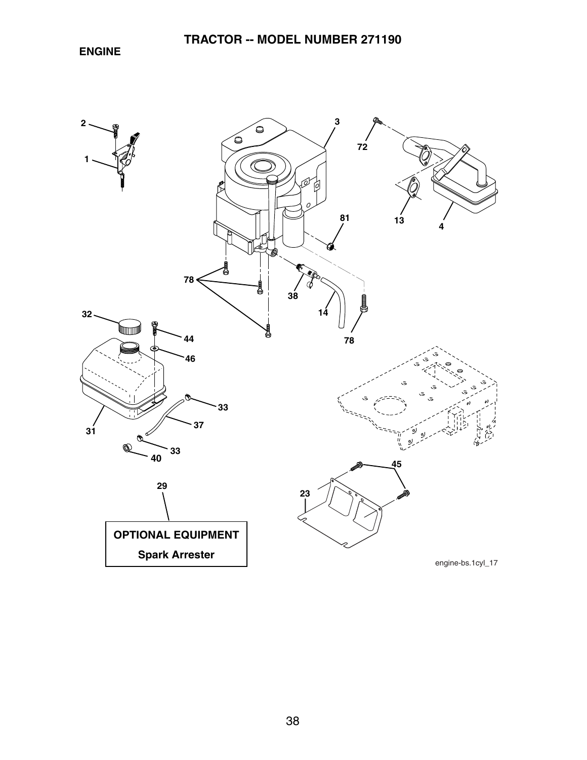# TRACTOR -- MODEL NUMBER 271190

## ENGINE

2
1
3
72
81
13
4
78
38
14
78
32
44
46
33
37
31
33
40
45
29
23

**OPTIONAL EQUIPMENT**

**Spark Arrester**

engine-bs.1cyl_17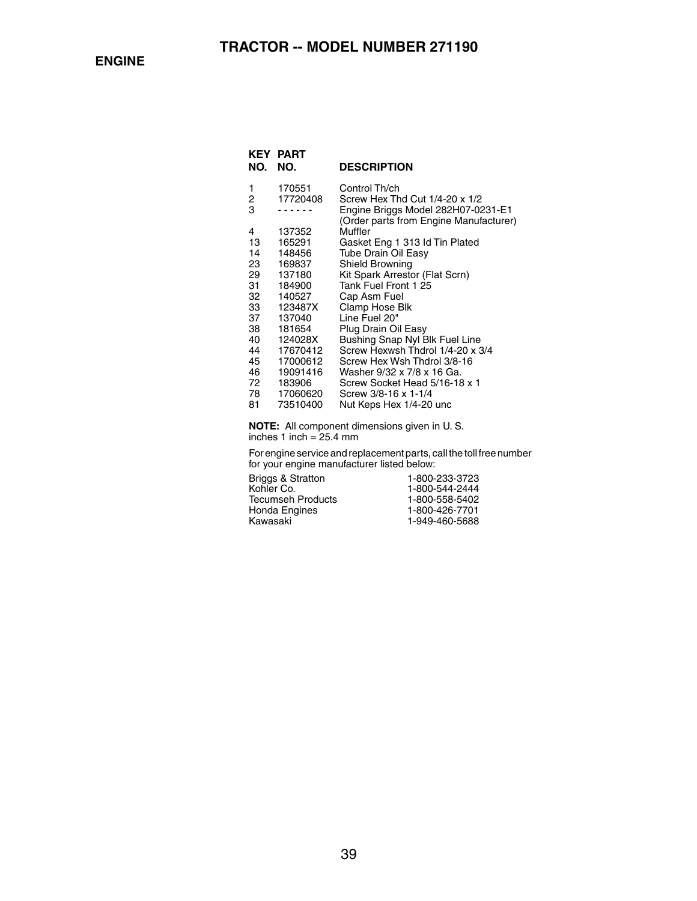# TRACTOR -- MODEL NUMBER 271190

## ENGINE

| KEY NO. | PART NO. | DESCRIPTION |
|---|---|---|
| 1 | 170551 | Control Th/ch |
| 2 | 17720408 | Screw Hex Thd Cut 1/4-20 x 1/2 |
| 3 | - - - - - - | Engine Briggs Model 282H07-0231-E1 (Order parts from Engine Manufacturer) |
| 4 | 137352 | Muffler |
| 13 | 165291 | Gasket Eng 1 313 Id Tin Plated |
| 14 | 148456 | Tube Drain Oil Easy |
| 23 | 169837 | Shield Browning |
| 29 | 137180 | Kit Spark Arrestor (Flat Scrn) |
| 31 | 184900 | Tank Fuel Front 1 25 |
| 32 | 140527 | Cap Asm Fuel |
| 33 | 123487X | Clamp Hose Blk |
| 37 | 137040 | Line Fuel 20" |
| 38 | 181654 | Plug Drain Oil Easy |
| 40 | 124028X | Bushing Snap Nyl Blk Fuel Line |
| 44 | 17670412 | Screw Hexwsh Thdrol 1/4-20 x 3/4 |
| 45 | 17000612 | Screw Hex Wsh Thdrol 3/8-16 |
| 46 | 19091416 | Washer 9/32 x 7/8 x 16 Ga. |
| 72 | 183906 | Screw Socket Head 5/16-18 x 1 |
| 78 | 17060620 | Screw 3/8-16 x 1-1/4 |
| 81 | 73510400 | Nut Keps Hex 1/4-20 unc |

**NOTE:** All component dimensions given in U. S. inches 1 inch = 25.4 mm

For engine service and replacement parts, call the toll free number for your engine manufacturer listed below:

| | |
|---|---|
| Briggs & Stratton | 1-800-233-3723 |
| Kohler Co. | 1-800-544-2444 |
| Tecumseh Products | 1-800-558-5402 |
| Honda Engines | 1-800-426-7701 |
| Kawasaki | 1-949-460-5688 |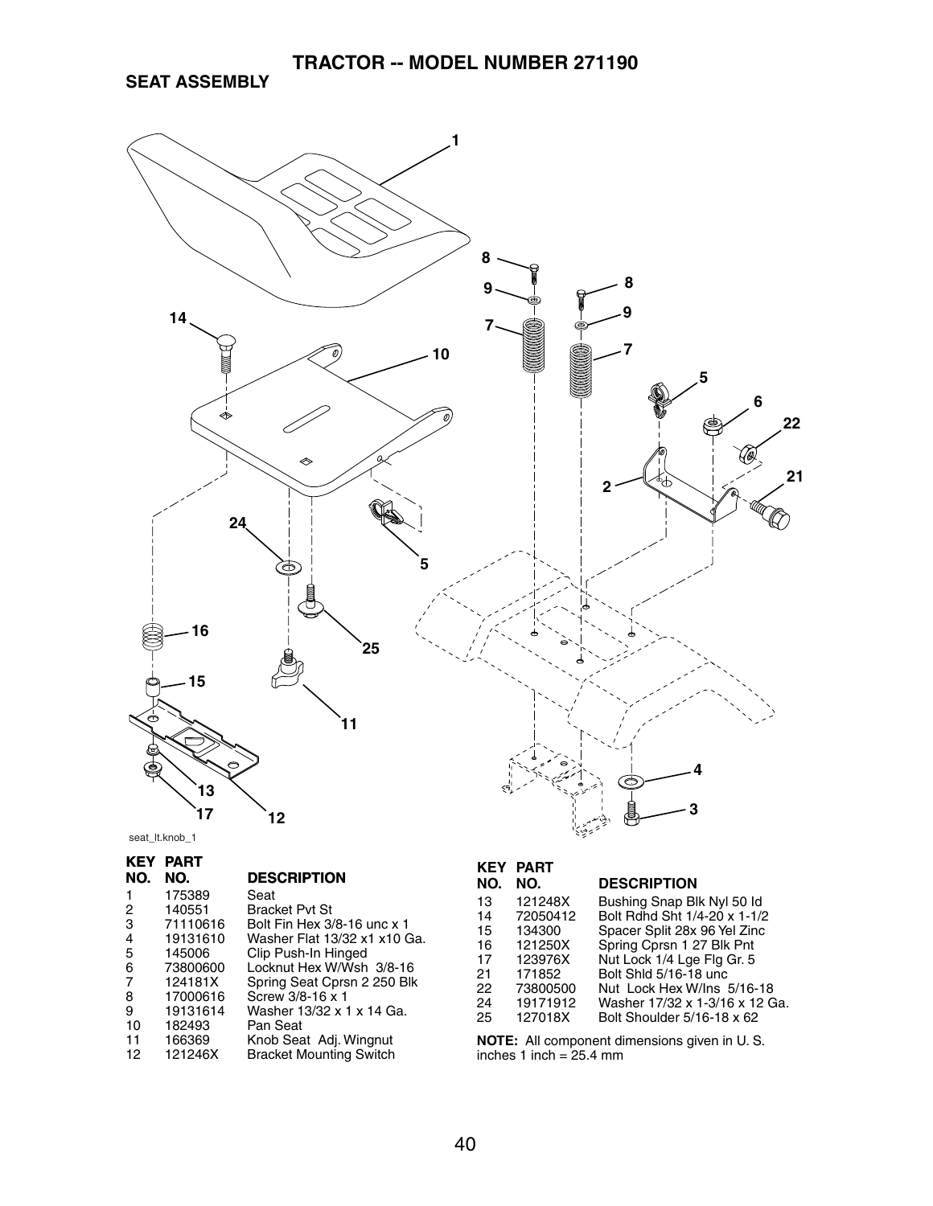# TRACTOR -- MODEL NUMBER 271190

## SEAT ASSEMBLY

seat_lt.knob_1

| KEY NO. | PART NO. | DESCRIPTION |
|---|---|---|
| 1 | 175389 | Seat |
| 2 | 140551 | Bracket Pvt St |
| 3 | 71110616 | Bolt Fin Hex 3/8-16 unc x 1 |
| 4 | 19131610 | Washer Flat 13/32 x1 x10 Ga. |
| 5 | 145006 | Clip Push-In Hinged |
| 6 | 73800600 | Locknut Hex W/Wsh 3/8-16 |
| 7 | 124181X | Spring Seat Cprsn 2 250 Blk |
| 8 | 17000616 | Screw 3/8-16 x 1 |
| 9 | 19131614 | Washer 13/32 x 1 x 14 Ga. |
| 10 | 182493 | Pan Seat |
| 11 | 166369 | Knob Seat Adj. Wingnut |
| 12 | 121246X | Bracket Mounting Switch |
| 13 | 121248X | Bushing Snap Blk Nyl 50 Id |
| 14 | 72050412 | Bolt Rdhd Sht 1/4-20 x 1-1/2 |
| 15 | 134300 | Spacer Split 28x 96 Yel Zinc |
| 16 | 121250X | Spring Cprsn 1 27 Blk Pnt |
| 17 | 123976X | Nut Lock 1/4 Lge Flg Gr. 5 |
| 21 | 171852 | Bolt Shld 5/16-18 unc |
| 22 | 73800500 | Nut Lock Hex W/Ins 5/16-18 |
| 24 | 19171912 | Washer 17/32 x 1-3/16 x 12 Ga. |
| 25 | 127018X | Bolt Shoulder 5/16-18 x 62 |

**NOTE:** All component dimensions given in U. S. inches 1 inch = 25.4 mm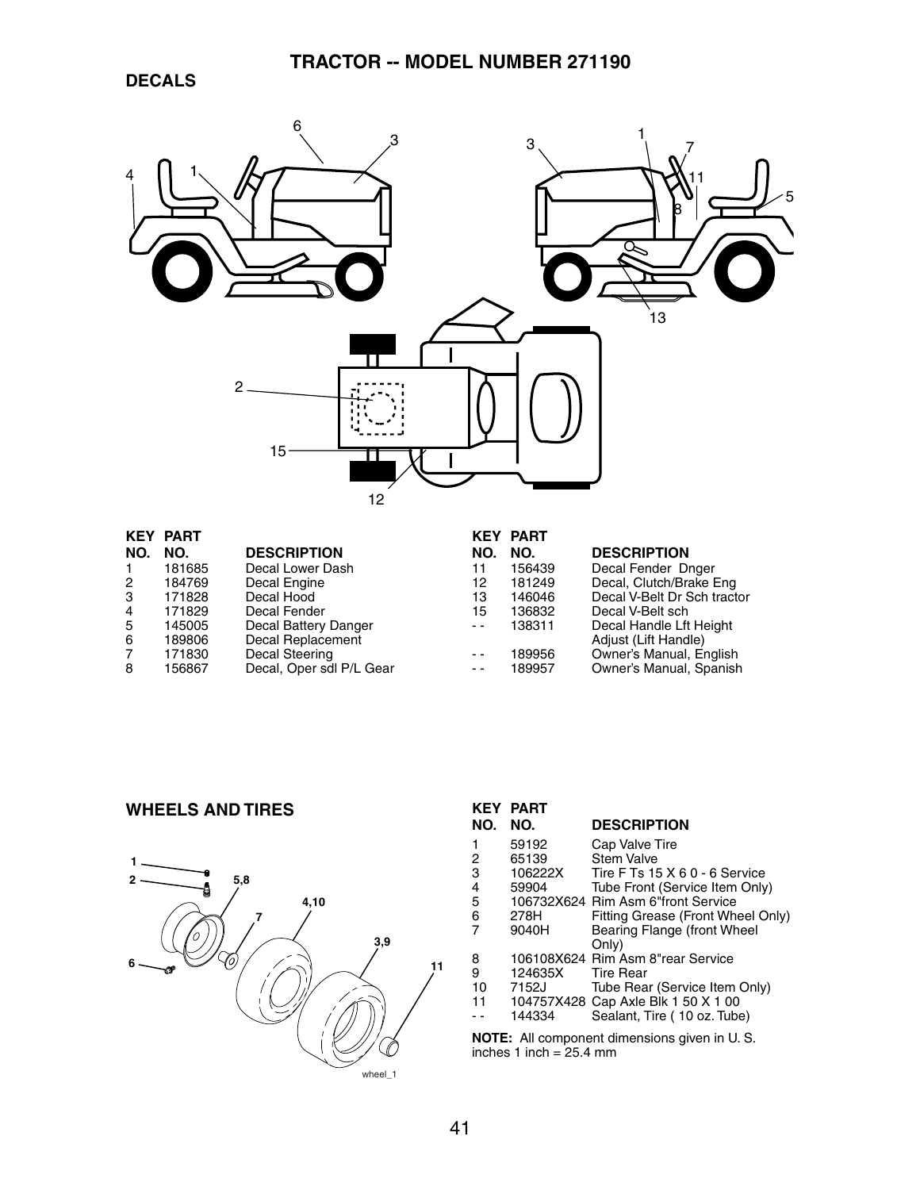# TRACTOR -- MODEL NUMBER 271190

## DECALS

| KEY NO. | PART NO. | DESCRIPTION |
|---|---|---|
| 1 | 181685 | Decal Lower Dash |
| 2 | 184769 | Decal Engine |
| 3 | 171828 | Decal Hood |
| 4 | 171829 | Decal Fender |
| 5 | 145005 | Decal Battery Danger |
| 6 | 189806 | Decal Replacement |
| 7 | 171830 | Decal Steering |
| 8 | 156867 | Decal, Oper sdl P/L Gear |
| 11 | 156439 | Decal Fender Dnger |
| 12 | 181249 | Decal, Clutch/Brake Eng |
| 13 | 146046 | Decal V-Belt Dr Sch tractor |
| 15 | 136832 | Decal V-Belt sch |
| - - | 138311 | Decal Handle Lft Height Adjust (Lift Handle) |
| - - | 189956 | Owner's Manual, English |
| - - | 189957 | Owner's Manual, Spanish |

## WHEELS AND TIRES

| KEY NO. | PART NO. | DESCRIPTION |
|---|---|---|
| 1 | 59192 | Cap Valve Tire |
| 2 | 65139 | Stem Valve |
| 3 | 106222X | Tire F Ts 15 X 6 0 - 6 Service |
| 4 | 59904 | Tube Front (Service Item Only) |
| 5 | 106732X624 | Rim Asm 6"front Service |
| 6 | 278H | Fitting Grease (Front Wheel Only) |
| 7 | 9040H | Bearing Flange (front Wheel Only) |
| 8 | 106108X624 | Rim Asm 8"rear Service |
| 9 | 124635X | Tire Rear |
| 10 | 7152J | Tube Rear (Service Item Only) |
| 11 | 104757X428 | Cap Axle Blk 1 50 X 1 00 |
| - - | 144334 | Sealant, Tire ( 10 oz. Tube) |

**NOTE:** All component dimensions given in U. S. inches 1 inch = 25.4 mm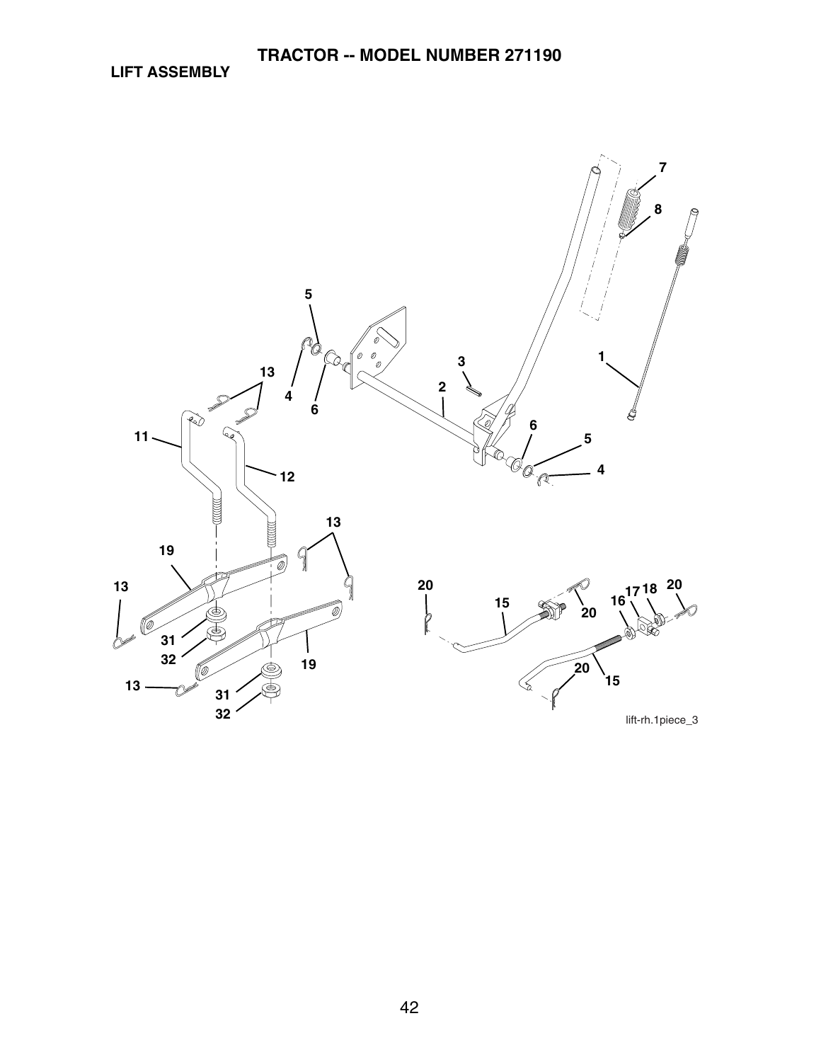# TRACTOR -- MODEL NUMBER 271190

## LIFT ASSEMBLY

lift-rh.1piece_3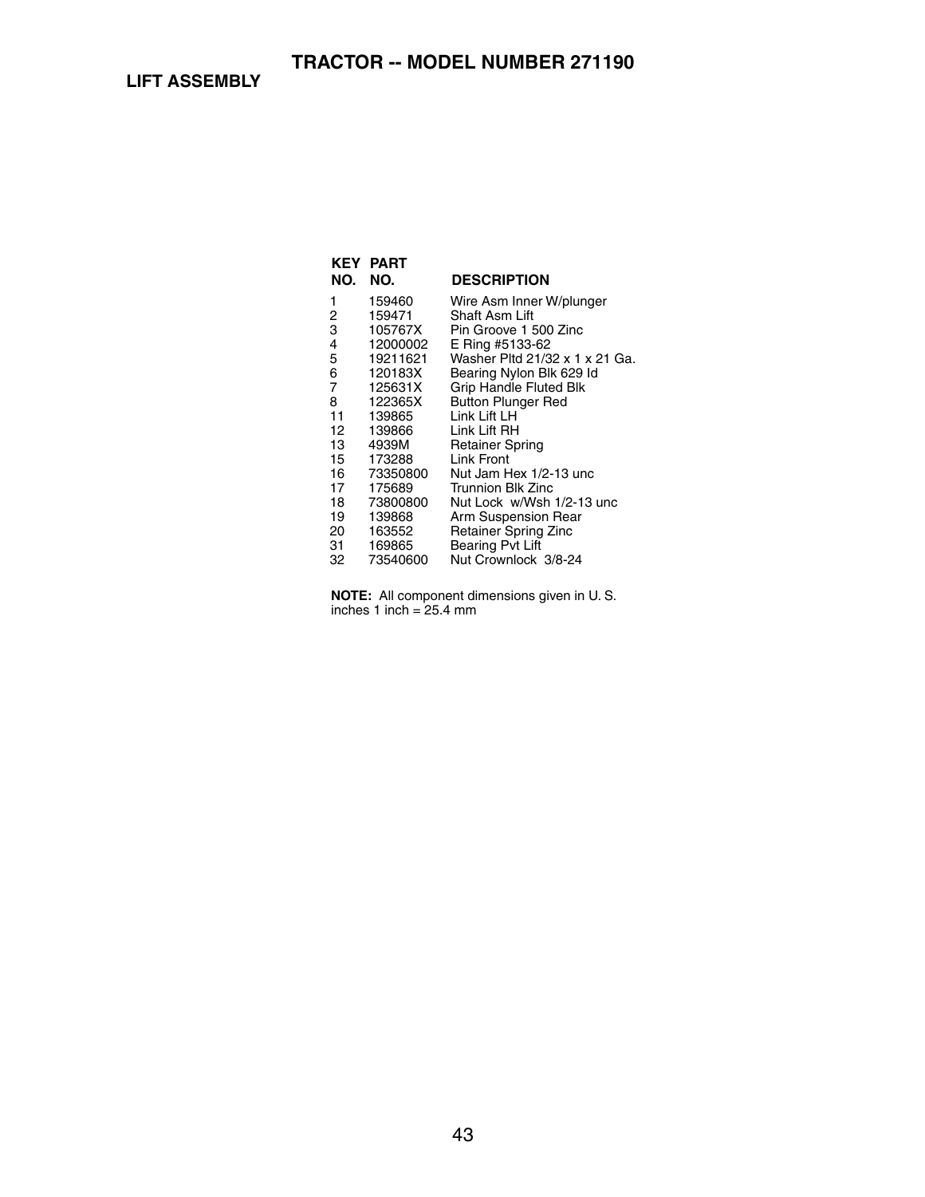# TRACTOR -- MODEL NUMBER 271190

## LIFT ASSEMBLY

| KEY NO. | PART NO. | DESCRIPTION |
|---|---|---|
| 1 | 159460 | Wire Asm Inner W/plunger |
| 2 | 159471 | Shaft Asm Lift |
| 3 | 105767X | Pin Groove 1 500 Zinc |
| 4 | 12000002 | E Ring #5133-62 |
| 5 | 19211621 | Washer Pltd 21/32 x 1 x 21 Ga. |
| 6 | 120183X | Bearing Nylon Blk 629 Id |
| 7 | 125631X | Grip Handle Fluted Blk |
| 8 | 122365X | Button Plunger Red |
| 11 | 139865 | Link Lift LH |
| 12 | 139866 | Link Lift RH |
| 13 | 4939M | Retainer Spring |
| 15 | 173288 | Link Front |
| 16 | 73350800 | Nut Jam Hex 1/2-13 unc |
| 17 | 175689 | Trunnion Blk Zinc |
| 18 | 73800800 | Nut Lock w/Wsh 1/2-13 unc |
| 19 | 139868 | Arm Suspension Rear |
| 20 | 163552 | Retainer Spring Zinc |
| 31 | 169865 | Bearing Pvt Lift |
| 32 | 73540600 | Nut Crownlock 3/8-24 |

**NOTE:** All component dimensions given in U. S. inches 1 inch = 25.4 mm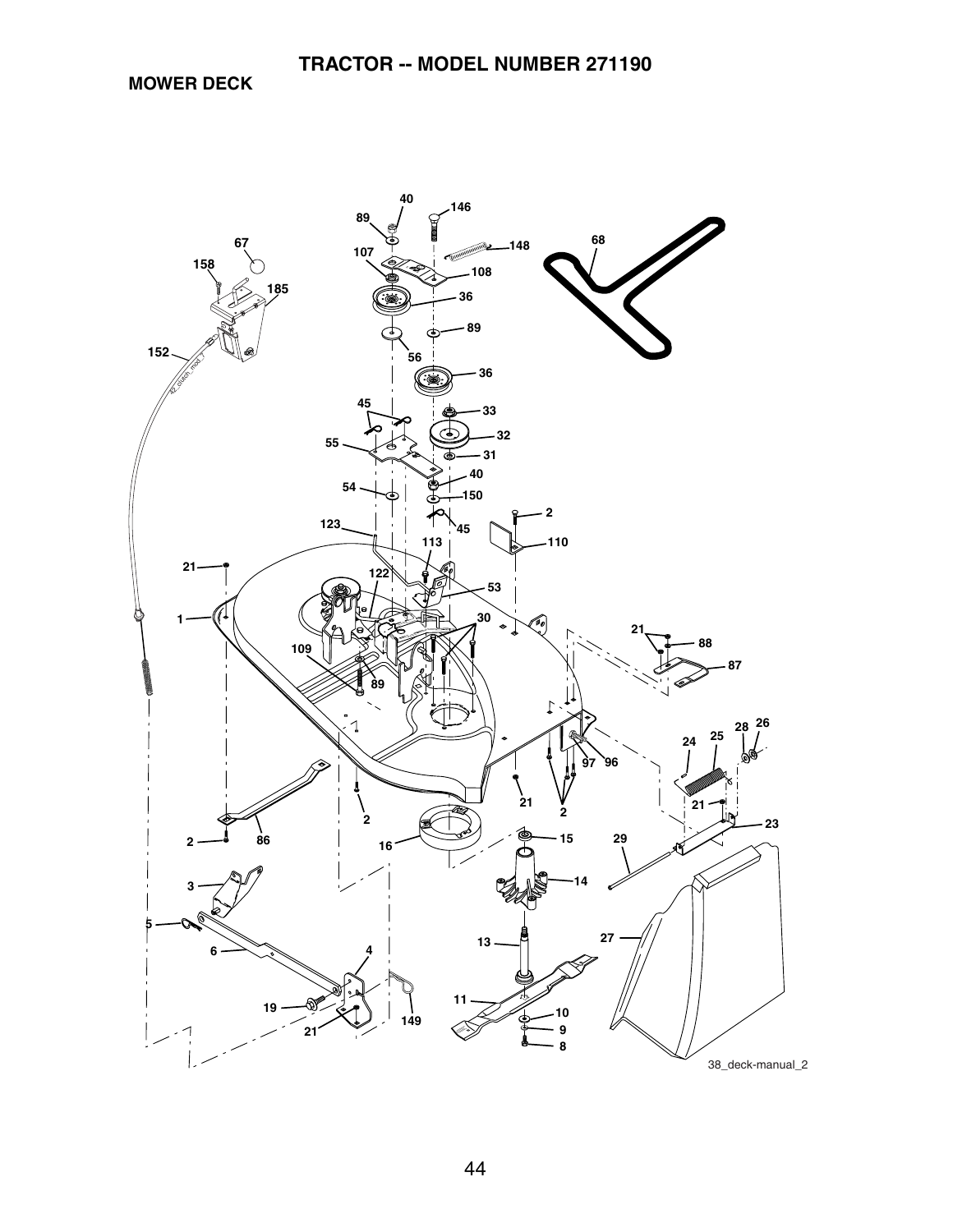# TRACTOR -- MODEL NUMBER 271190

## MOWER DECK

38_deck-manual_2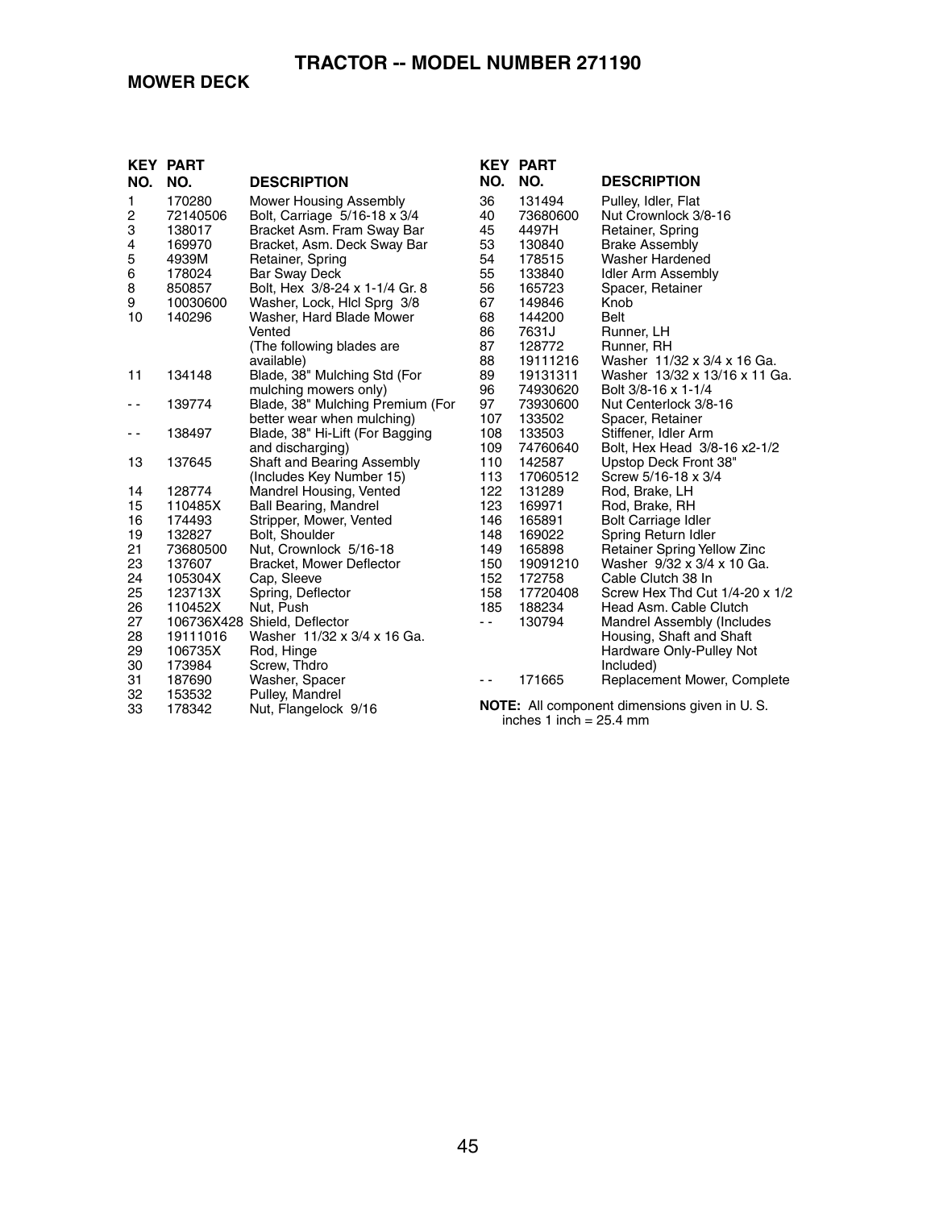# TRACTOR -- MODEL NUMBER 271190

## MOWER DECK

| KEY NO. | PART NO. | DESCRIPTION |
|---|---|---|
| 1 | 170280 | Mower Housing Assembly |
| 2 | 72140506 | Bolt, Carriage 5/16-18 x 3/4 |
| 3 | 138017 | Bracket Asm. Fram Sway Bar |
| 4 | 169970 | Bracket, Asm. Deck Sway Bar |
| 5 | 4939M | Retainer, Spring |
| 6 | 178024 | Bar Sway Deck |
| 8 | 850857 | Bolt, Hex 3/8-24 x 1-1/4 Gr. 8 |
| 9 | 10030600 | Washer, Lock, Hlcl Sprg 3/8 |
| 10 | 140296 | Washer, Hard Blade Mower Vented (The following blades are available) |
| 11 | 134148 | Blade, 38" Mulching Std (For mulching mowers only) |
| - - | 139774 | Blade, 38" Mulching Premium (For better wear when mulching) |
| - - | 138497 | Blade, 38" Hi-Lift (For Bagging and discharging) |
| 13 | 137645 | Shaft and Bearing Assembly (Includes Key Number 15) |
| 14 | 128774 | Mandrel Housing, Vented |
| 15 | 110485X | Ball Bearing, Mandrel |
| 16 | 174493 | Stripper, Mower, Vented |
| 19 | 132827 | Bolt, Shoulder |
| 21 | 73680500 | Nut, Crownlock 5/16-18 |
| 23 | 137607 | Bracket, Mower Deflector |
| 24 | 105304X | Cap, Sleeve |
| 25 | 123713X | Spring, Deflector |
| 26 | 110452X | Nut, Push |
| 27 | 106736X428 | Shield, Deflector |
| 28 | 19111016 | Washer 11/32 x 3/4 x 16 Ga. |
| 29 | 106735X | Rod, Hinge |
| 30 | 173984 | Screw, Thdro |
| 31 | 187690 | Washer, Spacer |
| 32 | 153532 | Pulley, Mandrel |
| 33 | 178342 | Nut, Flangelock 9/16 |
| 36 | 131494 | Pulley, Idler, Flat |
| 40 | 73680600 | Nut Crownlock 3/8-16 |
| 45 | 4497H | Retainer, Spring |
| 53 | 130840 | Brake Assembly |
| 54 | 178515 | Washer Hardened |
| 55 | 133840 | Idler Arm Assembly |
| 56 | 165723 | Spacer, Retainer |
| 67 | 149846 | Knob |
| 68 | 144200 | Belt |
| 86 | 7631J | Runner, LH |
| 87 | 128772 | Runner, RH |
| 88 | 19111216 | Washer 11/32 x 3/4 x 16 Ga. |
| 89 | 19131311 | Washer 13/32 x 13/16 x 11 Ga. |
| 96 | 74930620 | Bolt 3/8-16 x 1-1/4 |
| 97 | 73930600 | Nut Centerlock 3/8-16 |
| 107 | 133502 | Spacer, Retainer |
| 108 | 133503 | Stiffener, Idler Arm |
| 109 | 74760640 | Bolt, Hex Head 3/8-16 x2-1/2 |
| 110 | 142587 | Upstop Deck Front 38" |
| 113 | 17060512 | Screw 5/16-18 x 3/4 |
| 122 | 131289 | Rod, Brake, LH |
| 123 | 169971 | Rod, Brake, RH |
| 146 | 165891 | Bolt Carriage Idler |
| 148 | 169022 | Spring Return Idler |
| 149 | 165898 | Retainer Spring Yellow Zinc |
| 150 | 19091210 | Washer 9/32 x 3/4 x 10 Ga. |
| 152 | 172758 | Cable Clutch 38 In |
| 158 | 17720408 | Screw Hex Thd Cut 1/4-20 x 1/2 |
| 185 | 188234 | Head Asm. Cable Clutch |
| - - | 130794 | Mandrel Assembly (Includes Housing, Shaft and Shaft Hardware Only-Pulley Not Included) |
| - - | 171665 | Replacement Mower, Complete |

**NOTE:** All component dimensions given in U. S. inches 1 inch = 25.4 mm